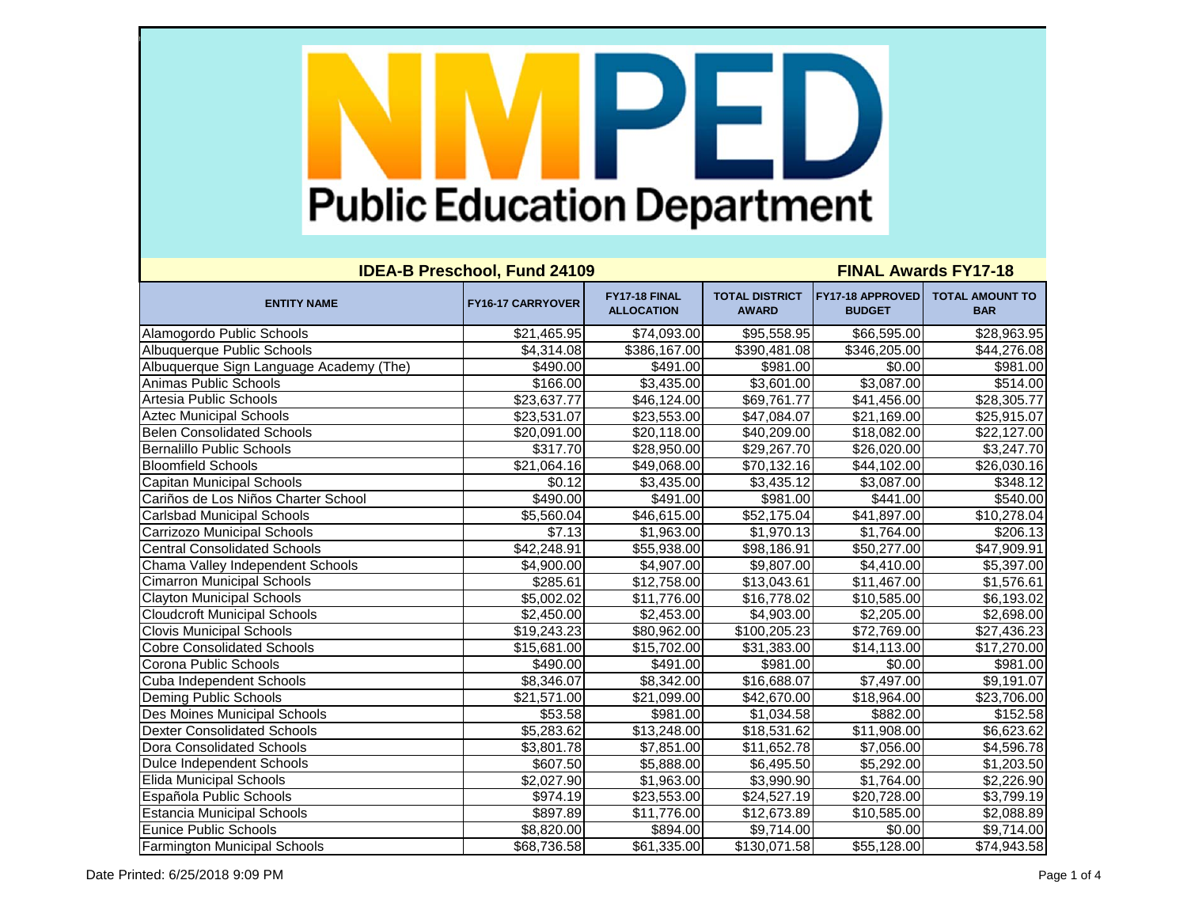# NMPED Public Education Department

**IDEA-B Preschool, Fund 24109** | **FINAL Awards FY17-18**

| ENTITY NAME | FY16-17 CARRYOVER | FY17-18 FINAL ALLOCATION | TOTAL DISTRICT AWARD | FY17-18 APPROVED BUDGET | TOTAL AMOUNT TO BAR |
|---|---|---|---|---|---|
| Alamogordo Public Schools | $21,465.95 | $74,093.00 | $95,558.95 | $66,595.00 | $28,963.95 |
| Albuquerque Public Schools | $4,314.08 | $386,167.00 | $390,481.08 | $346,205.00 | $44,276.08 |
| Albuquerque Sign Language Academy (The) | $490.00 | $491.00 | $981.00 | $0.00 | $981.00 |
| Animas Public Schools | $166.00 | $3,435.00 | $3,601.00 | $3,087.00 | $514.00 |
| Artesia Public Schools | $23,637.77 | $46,124.00 | $69,761.77 | $41,456.00 | $28,305.77 |
| Aztec Municipal Schools | $23,531.07 | $23,553.00 | $47,084.07 | $21,169.00 | $25,915.07 |
| Belen Consolidated Schools | $20,091.00 | $20,118.00 | $40,209.00 | $18,082.00 | $22,127.00 |
| Bernalillo Public Schools | $317.70 | $28,950.00 | $29,267.70 | $26,020.00 | $3,247.70 |
| Bloomfield Schools | $21,064.16 | $49,068.00 | $70,132.16 | $44,102.00 | $26,030.16 |
| Capitan Municipal Schools | $0.12 | $3,435.00 | $3,435.12 | $3,087.00 | $348.12 |
| Cariños de Los Niños Charter School | $490.00 | $491.00 | $981.00 | $441.00 | $540.00 |
| Carlsbad Municipal Schools | $5,560.04 | $46,615.00 | $52,175.04 | $41,897.00 | $10,278.04 |
| Carrizozo Municipal Schools | $7.13 | $1,963.00 | $1,970.13 | $1,764.00 | $206.13 |
| Central Consolidated Schools | $42,248.91 | $55,938.00 | $98,186.91 | $50,277.00 | $47,909.91 |
| Chama Valley Independent Schools | $4,900.00 | $4,907.00 | $9,807.00 | $4,410.00 | $5,397.00 |
| Cimarron Municipal Schools | $285.61 | $12,758.00 | $13,043.61 | $11,467.00 | $1,576.61 |
| Clayton Municipal Schools | $5,002.02 | $11,776.00 | $16,778.02 | $10,585.00 | $6,193.02 |
| Cloudcroft Municipal Schools | $2,450.00 | $2,453.00 | $4,903.00 | $2,205.00 | $2,698.00 |
| Clovis Municipal Schools | $19,243.23 | $80,962.00 | $100,205.23 | $72,769.00 | $27,436.23 |
| Cobre Consolidated Schools | $15,681.00 | $15,702.00 | $31,383.00 | $14,113.00 | $17,270.00 |
| Corona Public Schools | $490.00 | $491.00 | $981.00 | $0.00 | $981.00 |
| Cuba Independent Schools | $8,346.07 | $8,342.00 | $16,688.07 | $7,497.00 | $9,191.07 |
| Deming Public Schools | $21,571.00 | $21,099.00 | $42,670.00 | $18,964.00 | $23,706.00 |
| Des Moines Municipal Schools | $53.58 | $981.00 | $1,034.58 | $882.00 | $152.58 |
| Dexter Consolidated Schools | $5,283.62 | $13,248.00 | $18,531.62 | $11,908.00 | $6,623.62 |
| Dora Consolidated Schools | $3,801.78 | $7,851.00 | $11,652.78 | $7,056.00 | $4,596.78 |
| Dulce Independent Schools | $607.50 | $5,888.00 | $6,495.50 | $5,292.00 | $1,203.50 |
| Elida Municipal Schools | $2,027.90 | $1,963.00 | $3,990.90 | $1,764.00 | $2,226.90 |
| Española Public Schools | $974.19 | $23,553.00 | $24,527.19 | $20,728.00 | $3,799.19 |
| Estancia Municipal Schools | $897.89 | $11,776.00 | $12,673.89 | $10,585.00 | $2,088.89 |
| Eunice Public Schools | $8,820.00 | $894.00 | $9,714.00 | $0.00 | $9,714.00 |
| Farmington Municipal Schools | $68,736.58 | $61,335.00 | $130,071.58 | $55,128.00 | $74,943.58 |

Date Printed: 6/25/2018 9:09 PM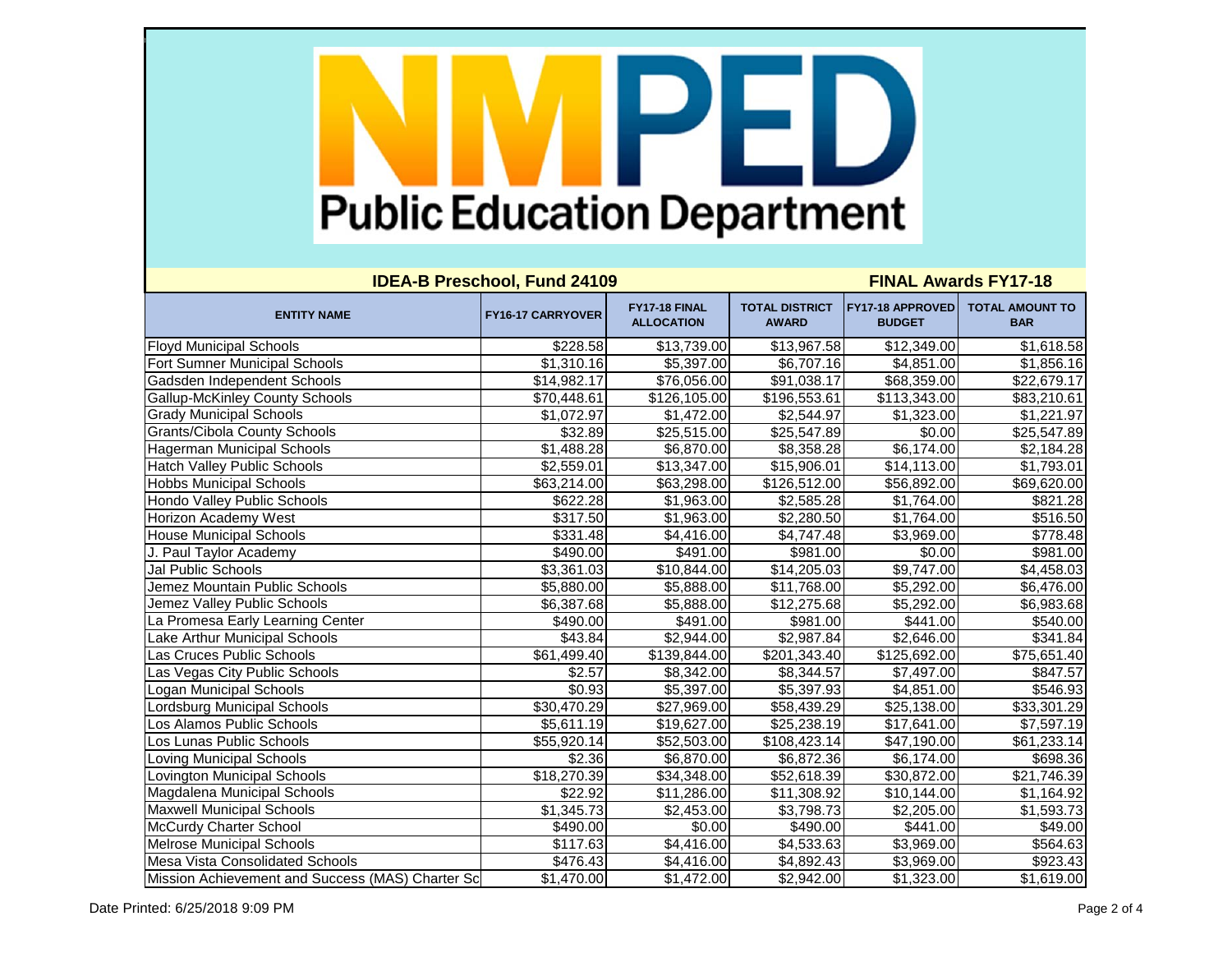# Public Education Department

**IDEA-B Preschool, Fund 24109** — **FINAL Awards FY17-18**

| ENTITY NAME | FY16-17 CARRYOVER | FY17-18 FINAL ALLOCATION | TOTAL DISTRICT AWARD | FY17-18 APPROVED BUDGET | TOTAL AMOUNT TO BAR |
|---|---|---|---|---|---|
| Floyd Municipal Schools | $228.58 | $13,739.00 | $13,967.58 | $12,349.00 | $1,618.58 |
| Fort Sumner Municipal Schools | $1,310.16 | $5,397.00 | $6,707.16 | $4,851.00 | $1,856.16 |
| Gadsden Independent Schools | $14,982.17 | $76,056.00 | $91,038.17 | $68,359.00 | $22,679.17 |
| Gallup-McKinley County Schools | $70,448.61 | $126,105.00 | $196,553.61 | $113,343.00 | $83,210.61 |
| Grady Municipal Schools | $1,072.97 | $1,472.00 | $2,544.97 | $1,323.00 | $1,221.97 |
| Grants/Cibola County Schools | $32.89 | $25,515.00 | $25,547.89 | $0.00 | $25,547.89 |
| Hagerman Municipal Schools | $1,488.28 | $6,870.00 | $8,358.28 | $6,174.00 | $2,184.28 |
| Hatch Valley Public Schools | $2,559.01 | $13,347.00 | $15,906.01 | $14,113.00 | $1,793.01 |
| Hobbs Municipal Schools | $63,214.00 | $63,298.00 | $126,512.00 | $56,892.00 | $69,620.00 |
| Hondo Valley Public Schools | $622.28 | $1,963.00 | $2,585.28 | $1,764.00 | $821.28 |
| Horizon Academy West | $317.50 | $1,963.00 | $2,280.50 | $1,764.00 | $516.50 |
| House Municipal Schools | $331.48 | $4,416.00 | $4,747.48 | $3,969.00 | $778.48 |
| J. Paul Taylor Academy | $490.00 | $491.00 | $981.00 | $0.00 | $981.00 |
| Jal Public Schools | $3,361.03 | $10,844.00 | $14,205.03 | $9,747.00 | $4,458.03 |
| Jemez Mountain Public Schools | $5,880.00 | $5,888.00 | $11,768.00 | $5,292.00 | $6,476.00 |
| Jemez Valley Public Schools | $6,387.68 | $5,888.00 | $12,275.68 | $5,292.00 | $6,983.68 |
| La Promesa Early Learning Center | $490.00 | $491.00 | $981.00 | $441.00 | $540.00 |
| Lake Arthur Municipal Schools | $43.84 | $2,944.00 | $2,987.84 | $2,646.00 | $341.84 |
| Las Cruces Public Schools | $61,499.40 | $139,844.00 | $201,343.40 | $125,692.00 | $75,651.40 |
| Las Vegas City Public Schools | $2.57 | $8,342.00 | $8,344.57 | $7,497.00 | $847.57 |
| Logan Municipal Schools | $0.93 | $5,397.00 | $5,397.93 | $4,851.00 | $546.93 |
| Lordsburg Municipal Schools | $30,470.29 | $27,969.00 | $58,439.29 | $25,138.00 | $33,301.29 |
| Los Alamos Public Schools | $5,611.19 | $19,627.00 | $25,238.19 | $17,641.00 | $7,597.19 |
| Los Lunas Public Schools | $55,920.14 | $52,503.00 | $108,423.14 | $47,190.00 | $61,233.14 |
| Loving Municipal Schools | $2.36 | $6,870.00 | $6,872.36 | $6,174.00 | $698.36 |
| Lovington Municipal Schools | $18,270.39 | $34,348.00 | $52,618.39 | $30,872.00 | $21,746.39 |
| Magdalena Municipal Schools | $22.92 | $11,286.00 | $11,308.92 | $10,144.00 | $1,164.92 |
| Maxwell Municipal Schools | $1,345.73 | $2,453.00 | $3,798.73 | $2,205.00 | $1,593.73 |
| McCurdy Charter School | $490.00 | $0.00 | $490.00 | $441.00 | $49.00 |
| Melrose Municipal Schools | $117.63 | $4,416.00 | $4,533.63 | $3,969.00 | $564.63 |
| Mesa Vista Consolidated Schools | $476.43 | $4,416.00 | $4,892.43 | $3,969.00 | $923.43 |
| Mission Achievement and Success (MAS) Charter Sc | $1,470.00 | $1,472.00 | $2,942.00 | $1,323.00 | $1,619.00 |

Date Printed: 6/25/2018 9:09 PM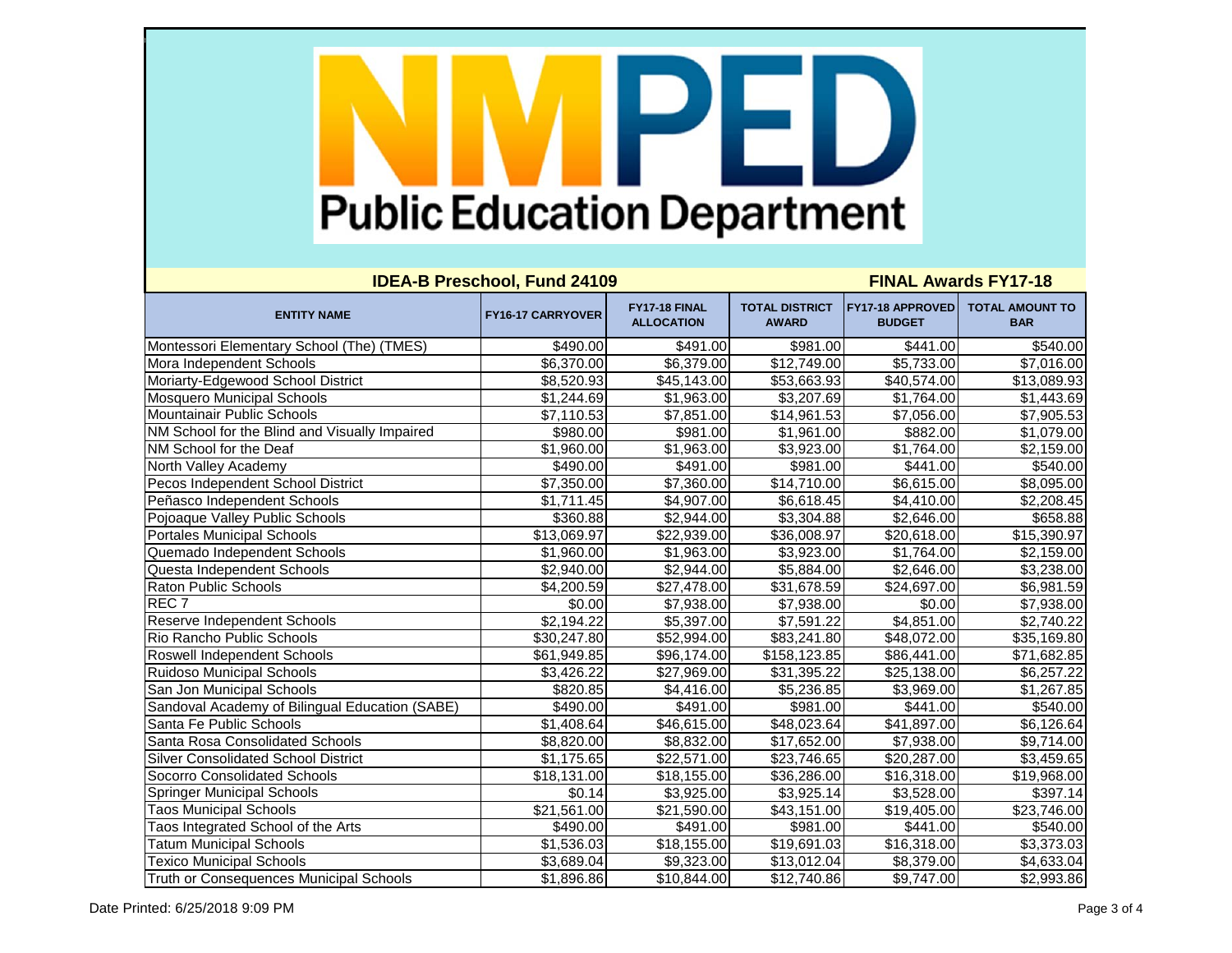# Public Education Department

**IDEA-B Preschool, Fund 24109** **FINAL Awards FY17-18**

| ENTITY NAME | FY16-17 CARRYOVER | FY17-18 FINAL ALLOCATION | TOTAL DISTRICT AWARD | FY17-18 APPROVED BUDGET | TOTAL AMOUNT TO BAR |
|---|---|---|---|---|---|
| Montessori Elementary School (The) (TMES) | $490.00 | $491.00 | $981.00 | $441.00 | $540.00 |
| Mora Independent Schools | $6,370.00 | $6,379.00 | $12,749.00 | $5,733.00 | $7,016.00 |
| Moriarty-Edgewood School District | $8,520.93 | $45,143.00 | $53,663.93 | $40,574.00 | $13,089.93 |
| Mosquero Municipal Schools | $1,244.69 | $1,963.00 | $3,207.69 | $1,764.00 | $1,443.69 |
| Mountainair Public Schools | $7,110.53 | $7,851.00 | $14,961.53 | $7,056.00 | $7,905.53 |
| NM School for the Blind and Visually Impaired | $980.00 | $981.00 | $1,961.00 | $882.00 | $1,079.00 |
| NM School for the Deaf | $1,960.00 | $1,963.00 | $3,923.00 | $1,764.00 | $2,159.00 |
| North Valley Academy | $490.00 | $491.00 | $981.00 | $441.00 | $540.00 |
| Pecos Independent School District | $7,350.00 | $7,360.00 | $14,710.00 | $6,615.00 | $8,095.00 |
| Peñasco Independent Schools | $1,711.45 | $4,907.00 | $6,618.45 | $4,410.00 | $2,208.45 |
| Pojoaque Valley Public Schools | $360.88 | $2,944.00 | $3,304.88 | $2,646.00 | $658.88 |
| Portales Municipal Schools | $13,069.97 | $22,939.00 | $36,008.97 | $20,618.00 | $15,390.97 |
| Quemado Independent Schools | $1,960.00 | $1,963.00 | $3,923.00 | $1,764.00 | $2,159.00 |
| Questa Independent Schools | $2,940.00 | $2,944.00 | $5,884.00 | $2,646.00 | $3,238.00 |
| Raton Public Schools | $4,200.59 | $27,478.00 | $31,678.59 | $24,697.00 | $6,981.59 |
| REC 7 | $0.00 | $7,938.00 | $7,938.00 | $0.00 | $7,938.00 |
| Reserve Independent Schools | $2,194.22 | $5,397.00 | $7,591.22 | $4,851.00 | $2,740.22 |
| Rio Rancho Public Schools | $30,247.80 | $52,994.00 | $83,241.80 | $48,072.00 | $35,169.80 |
| Roswell Independent Schools | $61,949.85 | $96,174.00 | $158,123.85 | $86,441.00 | $71,682.85 |
| Ruidoso Municipal Schools | $3,426.22 | $27,969.00 | $31,395.22 | $25,138.00 | $6,257.22 |
| San Jon Municipal Schools | $820.85 | $4,416.00 | $5,236.85 | $3,969.00 | $1,267.85 |
| Sandoval Academy of Bilingual Education (SABE) | $490.00 | $491.00 | $981.00 | $441.00 | $540.00 |
| Santa Fe Public Schools | $1,408.64 | $46,615.00 | $48,023.64 | $41,897.00 | $6,126.64 |
| Santa Rosa Consolidated Schools | $8,820.00 | $8,832.00 | $17,652.00 | $7,938.00 | $9,714.00 |
| Silver Consolidated School District | $1,175.65 | $22,571.00 | $23,746.65 | $20,287.00 | $3,459.65 |
| Socorro Consolidated Schools | $18,131.00 | $18,155.00 | $36,286.00 | $16,318.00 | $19,968.00 |
| Springer Municipal Schools | $0.14 | $3,925.00 | $3,925.14 | $3,528.00 | $397.14 |
| Taos Municipal Schools | $21,561.00 | $21,590.00 | $43,151.00 | $19,405.00 | $23,746.00 |
| Taos Integrated School of the Arts | $490.00 | $491.00 | $981.00 | $441.00 | $540.00 |
| Tatum Municipal Schools | $1,536.03 | $18,155.00 | $19,691.03 | $16,318.00 | $3,373.03 |
| Texico Municipal Schools | $3,689.04 | $9,323.00 | $13,012.04 | $8,379.00 | $4,633.04 |
| Truth or Consequences Municipal Schools | $1,896.86 | $10,844.00 | $12,740.86 | $9,747.00 | $2,993.86 |

Date Printed: 6/25/2018 9:09 PM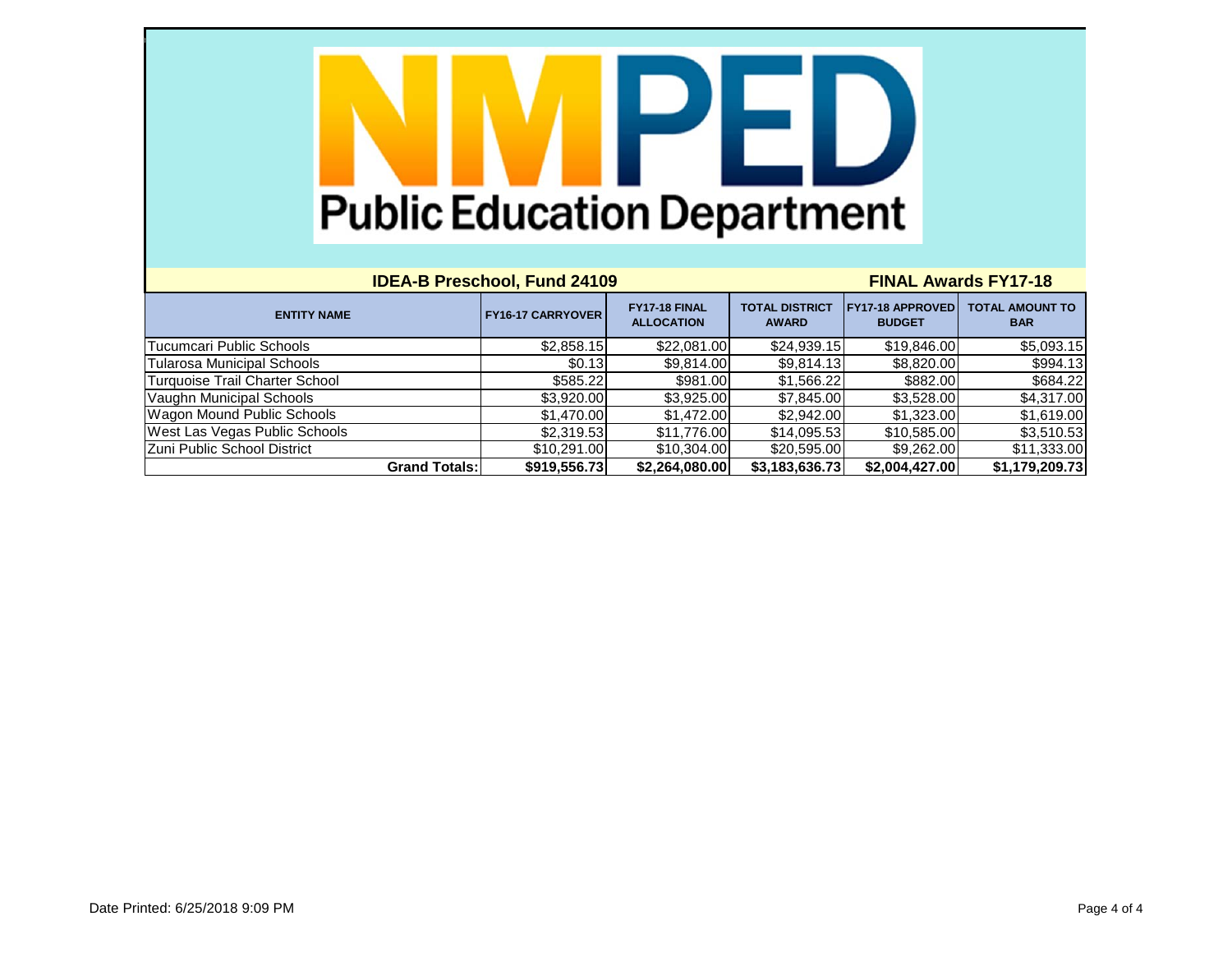# Public Education Department

**IDEA-B Preschool, Fund 24109** — **FINAL Awards FY17-18**

| ENTITY NAME | FY16-17 CARRYOVER | FY17-18 FINAL ALLOCATION | TOTAL DISTRICT AWARD | FY17-18 APPROVED BUDGET | TOTAL AMOUNT TO BAR |
|---|---|---|---|---|---|
| Tucumcari Public Schools | $2,858.15 | $22,081.00 | $24,939.15 | $19,846.00 | $5,093.15 |
| Tularosa Municipal Schools | $0.13 | $9,814.00 | $9,814.13 | $8,820.00 | $994.13 |
| Turquoise Trail Charter School | $585.22 | $981.00 | $1,566.22 | $882.00 | $684.22 |
| Vaughn Municipal Schools | $3,920.00 | $3,925.00 | $7,845.00 | $3,528.00 | $4,317.00 |
| Wagon Mound Public Schools | $1,470.00 | $1,472.00 | $2,942.00 | $1,323.00 | $1,619.00 |
| West Las Vegas Public Schools | $2,319.53 | $11,776.00 | $14,095.53 | $10,585.00 | $3,510.53 |
| Zuni Public School District | $10,291.00 | $10,304.00 | $20,595.00 | $9,262.00 | $11,333.00 |
| **Grand Totals:** | **$919,556.73** | **$2,264,080.00** | **$3,183,636.73** | **$2,004,427.00** | **$1,179,209.73** |

Date Printed: 6/25/2018 9:09 PM